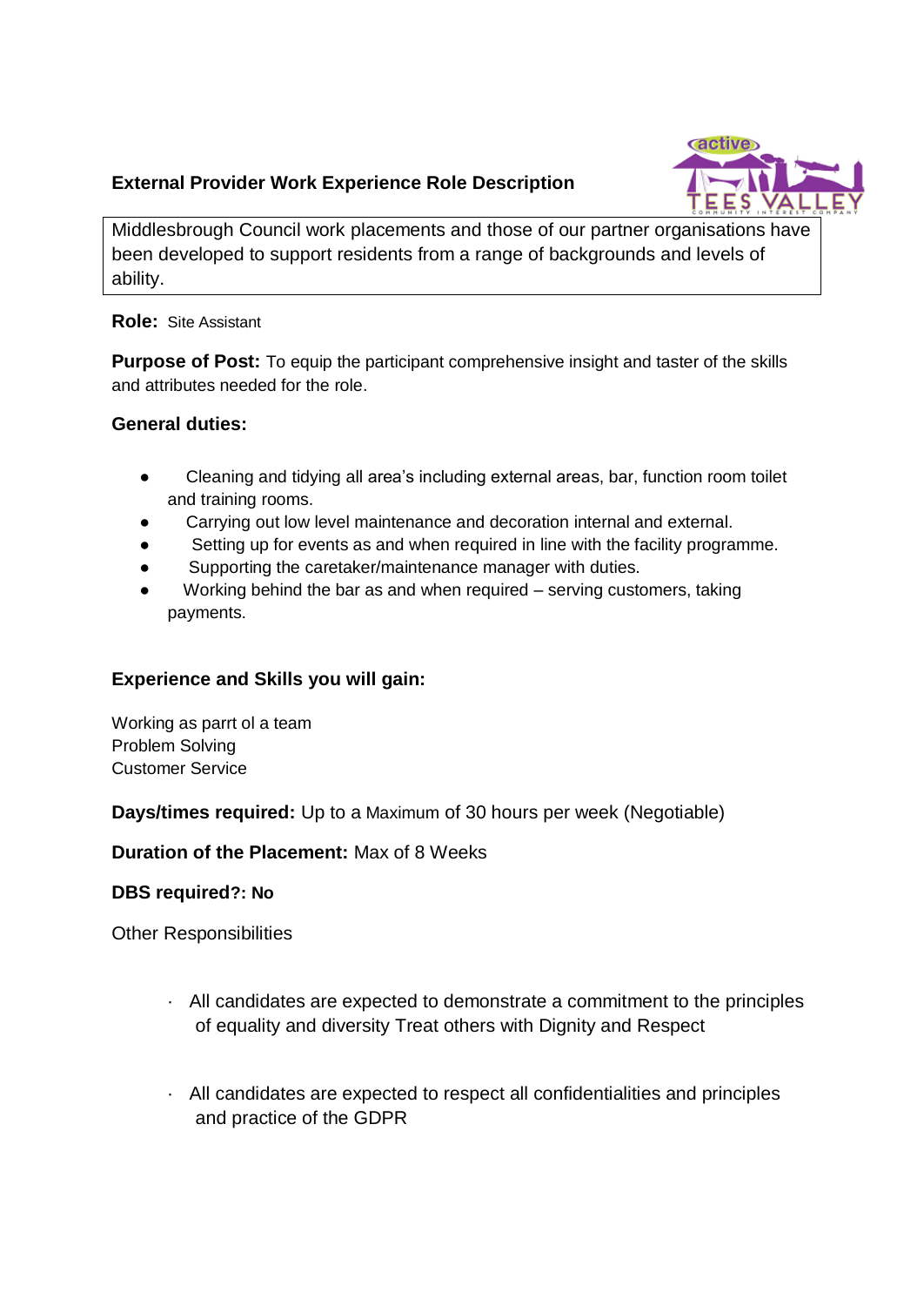## External Provider Work Experience Role Description

Middlesbrough Council work placements and those of our partner organisations have been developed to support residents from a range of backgrounds and levels of ability.

**Role:** Site Assistant

**Purpose of Post:** To equip the participant comprehensive insight and taster of the skills and attributes needed for the role.

**General duties:**

- Cleaning and tidying all area's including external areas, bar, function room toilet and training rooms.
- Carrying out low level maintenance and decoration internal and external.
- Setting up for events as and when required in line with the facility programme.
- Supporting the caretaker/maintenance manager with duties.
- Working behind the bar as and when required – serving customers, taking payments.

**Experience and Skills you will gain:**

Working as parrt ol a team
Problem Solving
Customer Service

**Days/times required:** Up to a Maximum of 30 hours per week (Negotiable)

**Duration of the Placement:** Max of 8 Weeks

**DBS required?: No**

Other Responsibilities

- All candidates are expected to demonstrate a commitment to the principles of equality and diversity Treat others with Dignity and Respect
- All candidates are expected to respect all confidentialities and principles and practice of the GDPR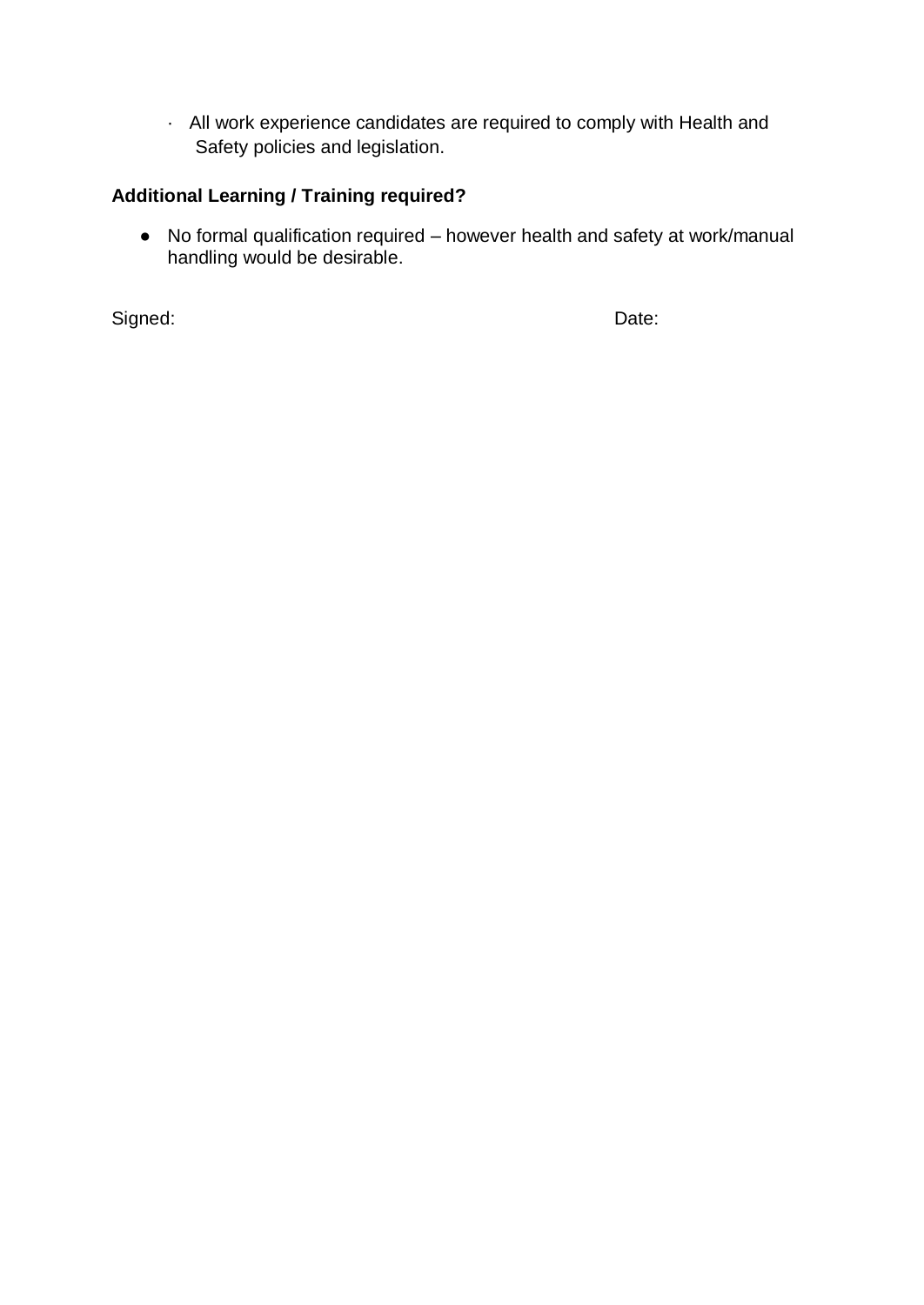- All work experience candidates are required to comply with Health and Safety policies and legislation.

**Additional Learning / Training required?**

- No formal qualification required – however health and safety at work/manual handling would be desirable.

Signed: Date: